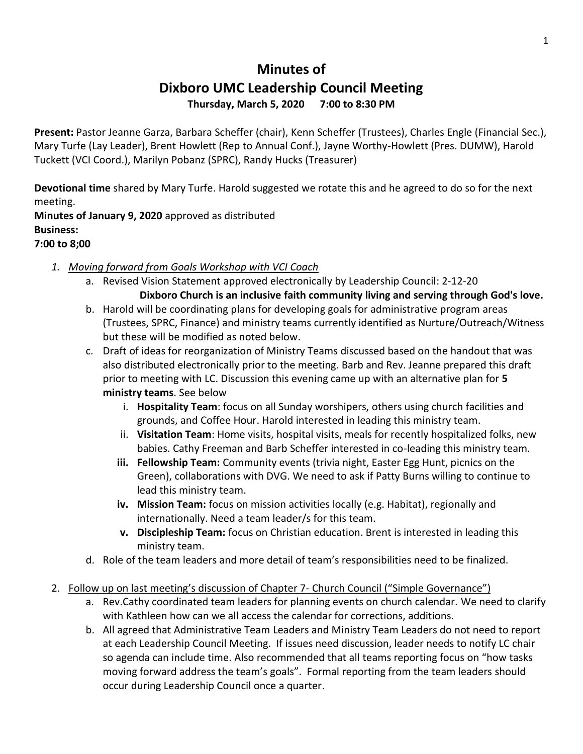# Minutes of
# Dixboro UMC Leadership Council Meeting
**Thursday, March 5, 2020 7:00 to 8:30 PM**

**Present:** Pastor Jeanne Garza, Barbara Scheffer (chair), Kenn Scheffer (Trustees), Charles Engle (Financial Sec.), Mary Turfe (Lay Leader), Brent Howlett (Rep to Annual Conf.), Jayne Worthy-Howlett (Pres. DUMW), Harold Tuckett (VCI Coord.), Marilyn Pobanz (SPRC), Randy Hucks (Treasurer)

**Devotional time** shared by Mary Turfe. Harold suggested we rotate this and he agreed to do so for the next meeting.
**Minutes of January 9, 2020** approved as distributed
**Business:**
**7:00 to 8;00**

1. *Moving forward from Goals Workshop with VCI Coach*
   a. Revised Vision Statement approved electronically by Leadership Council: 2-12-20
      **Dixboro Church is an inclusive faith community living and serving through God's love.**
   b. Harold will be coordinating plans for developing goals for administrative program areas (Trustees, SPRC, Finance) and ministry teams currently identified as Nurture/Outreach/Witness but these will be modified as noted below.
   c. Draft of ideas for reorganization of Ministry Teams discussed based on the handout that was also distributed electronically prior to the meeting. Barb and Rev. Jeanne prepared this draft prior to meeting with LC. Discussion this evening came up with an alternative plan for **5 ministry teams**. See below
      i. **Hospitality Team**: focus on all Sunday worshipers, others using church facilities and grounds, and Coffee Hour. Harold interested in leading this ministry team.
      ii. **Visitation Team**: Home visits, hospital visits, meals for recently hospitalized folks, new babies. Cathy Freeman and Barb Scheffer interested in co-leading this ministry team.
      **iii. Fellowship Team:** Community events (trivia night, Easter Egg Hunt, picnics on the Green), collaborations with DVG. We need to ask if Patty Burns willing to continue to lead this ministry team.
      **iv. Mission Team:** focus on mission activities locally (e.g. Habitat), regionally and internationally. Need a team leader/s for this team.
      **v. Discipleship Team:** focus on Christian education. Brent is interested in leading this ministry team.
   d. Role of the team leaders and more detail of team's responsibilities need to be finalized.

2. Follow up on last meeting's discussion of Chapter 7- Church Council ("Simple Governance")
   a. Rev.Cathy coordinated team leaders for planning events on church calendar. We need to clarify with Kathleen how can we all access the calendar for corrections, additions.
   b. All agreed that Administrative Team Leaders and Ministry Team Leaders do not need to report at each Leadership Council Meeting. If issues need discussion, leader needs to notify LC chair so agenda can include time. Also recommended that all teams reporting focus on "how tasks moving forward address the team's goals". Formal reporting from the team leaders should occur during Leadership Council once a quarter.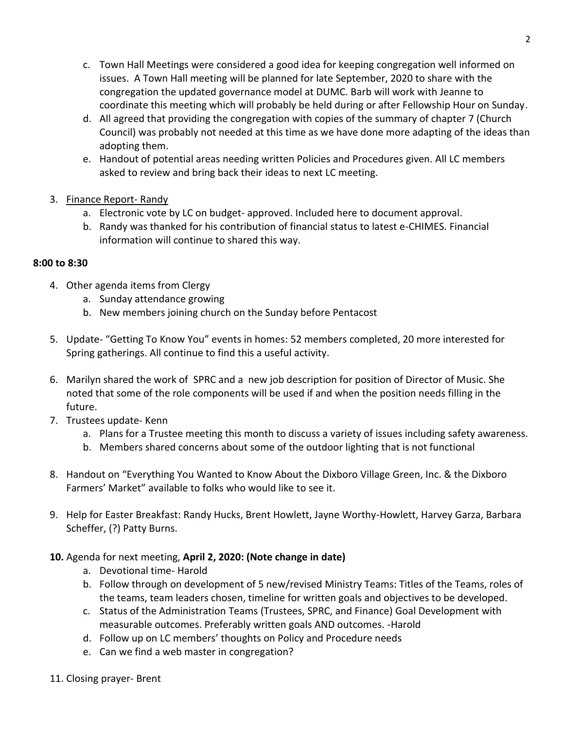c. Town Hall Meetings were considered a good idea for keeping congregation well informed on issues. A Town Hall meeting will be planned for late September, 2020 to share with the congregation the updated governance model at DUMC. Barb will work with Jeanne to coordinate this meeting which will probably be held during or after Fellowship Hour on Sunday.

d. All agreed that providing the congregation with copies of the summary of chapter 7 (Church Council) was probably not needed at this time as we have done more adapting of the ideas than adopting them.

e. Handout of potential areas needing written Policies and Procedures given. All LC members asked to review and bring back their ideas to next LC meeting.

3. Finance Report- Randy
   a. Electronic vote by LC on budget- approved. Included here to document approval.
   b. Randy was thanked for his contribution of financial status to latest e-CHIMES. Financial information will continue to shared this way.

**8:00 to 8:30**

4. Other agenda items from Clergy
   a. Sunday attendance growing
   b. New members joining church on the Sunday before Pentacost

5. Update- "Getting To Know You" events in homes: 52 members completed, 20 more interested for Spring gatherings. All continue to find this a useful activity.

6. Marilyn shared the work of SPRC and a new job description for position of Director of Music. She noted that some of the role components will be used if and when the position needs filling in the future.

7. Trustees update- Kenn
   a. Plans for a Trustee meeting this month to discuss a variety of issues including safety awareness.
   b. Members shared concerns about some of the outdoor lighting that is not functional

8. Handout on "Everything You Wanted to Know About the Dixboro Village Green, Inc. & the Dixboro Farmers' Market" available to folks who would like to see it.

9. Help for Easter Breakfast: Randy Hucks, Brent Howlett, Jayne Worthy-Howlett, Harvey Garza, Barbara Scheffer, (?) Patty Burns.

**10.** Agenda for next meeting, **April 2, 2020: (Note change in date)**
   a. Devotional time- Harold
   b. Follow through on development of 5 new/revised Ministry Teams: Titles of the Teams, roles of the teams, team leaders chosen, timeline for written goals and objectives to be developed.
   c. Status of the Administration Teams (Trustees, SPRC, and Finance) Goal Development with measurable outcomes. Preferably written goals AND outcomes. -Harold
   d. Follow up on LC members' thoughts on Policy and Procedure needs
   e. Can we find a web master in congregation?

11. Closing prayer- Brent